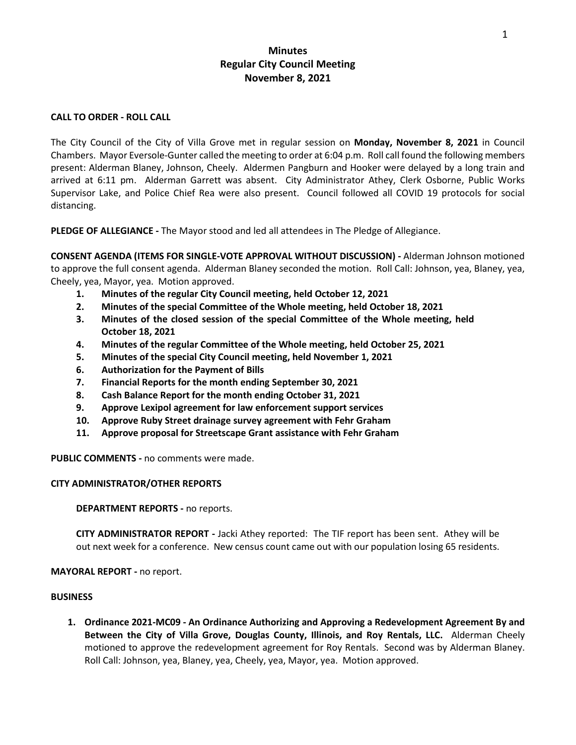# Minutes
# Regular City Council Meeting
# November 8, 2021

**CALL TO ORDER - ROLL CALL**

The City Council of the City of Villa Grove met in regular session on **Monday, November 8, 2021** in Council Chambers. Mayor Eversole-Gunter called the meeting to order at 6:04 p.m. Roll call found the following members present: Alderman Blaney, Johnson, Cheely. Aldermen Pangburn and Hooker were delayed by a long train and arrived at 6:11 pm. Alderman Garrett was absent. City Administrator Athey, Clerk Osborne, Public Works Supervisor Lake, and Police Chief Rea were also present. Council followed all COVID 19 protocols for social distancing.

**PLEDGE OF ALLEGIANCE -** The Mayor stood and led all attendees in The Pledge of Allegiance.

**CONSENT AGENDA (ITEMS FOR SINGLE-VOTE APPROVAL WITHOUT DISCUSSION) -** Alderman Johnson motioned to approve the full consent agenda. Alderman Blaney seconded the motion. Roll Call: Johnson, yea, Blaney, yea, Cheely, yea, Mayor, yea. Motion approved.

1. **Minutes of the regular City Council meeting, held October 12, 2021**
2. **Minutes of the special Committee of the Whole meeting, held October 18, 2021**
3. **Minutes of the closed session of the special Committee of the Whole meeting, held October 18, 2021**
4. **Minutes of the regular Committee of the Whole meeting, held October 25, 2021**
5. **Minutes of the special City Council meeting, held November 1, 2021**
6. **Authorization for the Payment of Bills**
7. **Financial Reports for the month ending September 30, 2021**
8. **Cash Balance Report for the month ending October 31, 2021**
9. **Approve Lexipol agreement for law enforcement support services**
10. **Approve Ruby Street drainage survey agreement with Fehr Graham**
11. **Approve proposal for Streetscape Grant assistance with Fehr Graham**

**PUBLIC COMMENTS -** no comments were made.

**CITY ADMINISTRATOR/OTHER REPORTS**

**DEPARTMENT REPORTS -** no reports.

**CITY ADMINISTRATOR REPORT -** Jacki Athey reported: The TIF report has been sent. Athey will be out next week for a conference. New census count came out with our population losing 65 residents.

**MAYORAL REPORT -** no report.

**BUSINESS**

1. **Ordinance 2021-MC09 - An Ordinance Authorizing and Approving a Redevelopment Agreement By and Between the City of Villa Grove, Douglas County, Illinois, and Roy Rentals, LLC.** Alderman Cheely motioned to approve the redevelopment agreement for Roy Rentals. Second was by Alderman Blaney. Roll Call: Johnson, yea, Blaney, yea, Cheely, yea, Mayor, yea. Motion approved.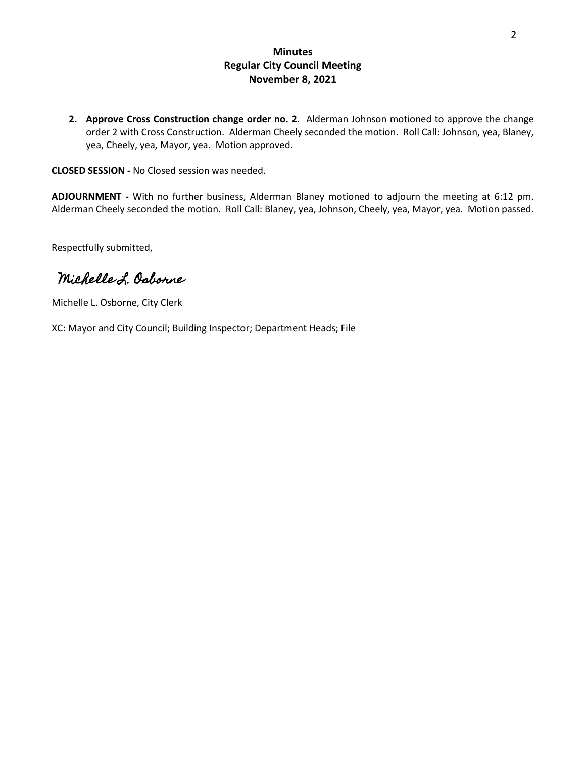**Minutes**
**Regular City Council Meeting**
**November 8, 2021**

2. **Approve Cross Construction change order no. 2.** Alderman Johnson motioned to approve the change order 2 with Cross Construction. Alderman Cheely seconded the motion. Roll Call: Johnson, yea, Blaney, yea, Cheely, yea, Mayor, yea. Motion approved.

**CLOSED SESSION -** No Closed session was needed.

**ADJOURNMENT -** With no further business, Alderman Blaney motioned to adjourn the meeting at 6:12 pm. Alderman Cheely seconded the motion. Roll Call: Blaney, yea, Johnson, Cheely, yea, Mayor, yea. Motion passed.

Respectfully submitted,

*Michelle L. Osborne*

Michelle L. Osborne, City Clerk

XC: Mayor and City Council; Building Inspector; Department Heads; File